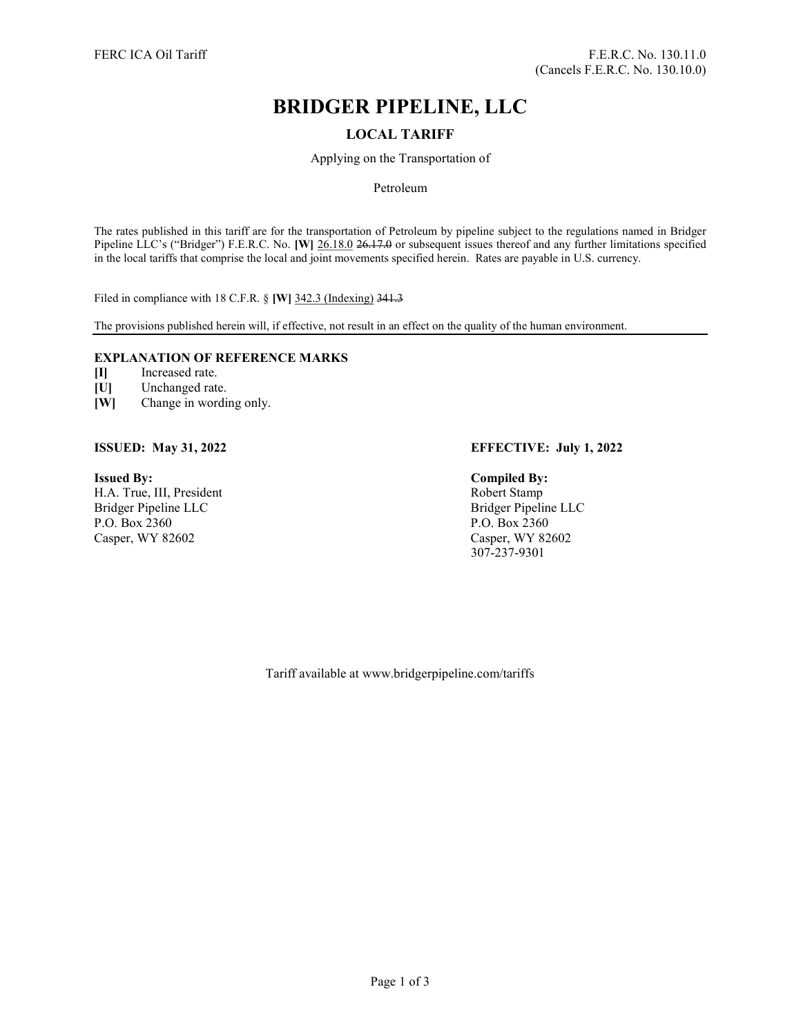FERC ICA Oil Tariff

F.E.R.C. No. 130.11.0
(Cancels F.E.R.C. No. 130.10.0)

# BRIDGER PIPELINE, LLC

## LOCAL TARIFF

Applying on the Transportation of

Petroleum

The rates published in this tariff are for the transportation of Petroleum by pipeline subject to the regulations named in Bridger Pipeline LLC's ("Bridger") F.E.R.C. No. **[W]** 26.18.0 ~~26.17.0~~ or subsequent issues thereof and any further limitations specified in the local tariffs that comprise the local and joint movements specified herein. Rates are payable in U.S. currency.

Filed in compliance with 18 C.F.R. § **[W]** 342.3 (Indexing) ~~341.3~~

The provisions published herein will, if effective, not result in an effect on the quality of the human environment.

**EXPLANATION OF REFERENCE MARKS**

**[I]** Increased rate.
**[U]** Unchanged rate.
**[W]** Change in wording only.

**ISSUED: May 31, 2022**

**EFFECTIVE: July 1, 2022**

**Issued By:**
H.A. True, III, President
Bridger Pipeline LLC
P.O. Box 2360
Casper, WY 82602

**Compiled By:**
Robert Stamp
Bridger Pipeline LLC
P.O. Box 2360
Casper, WY 82602
307-237-9301

Tariff available at www.bridgerpipeline.com/tariffs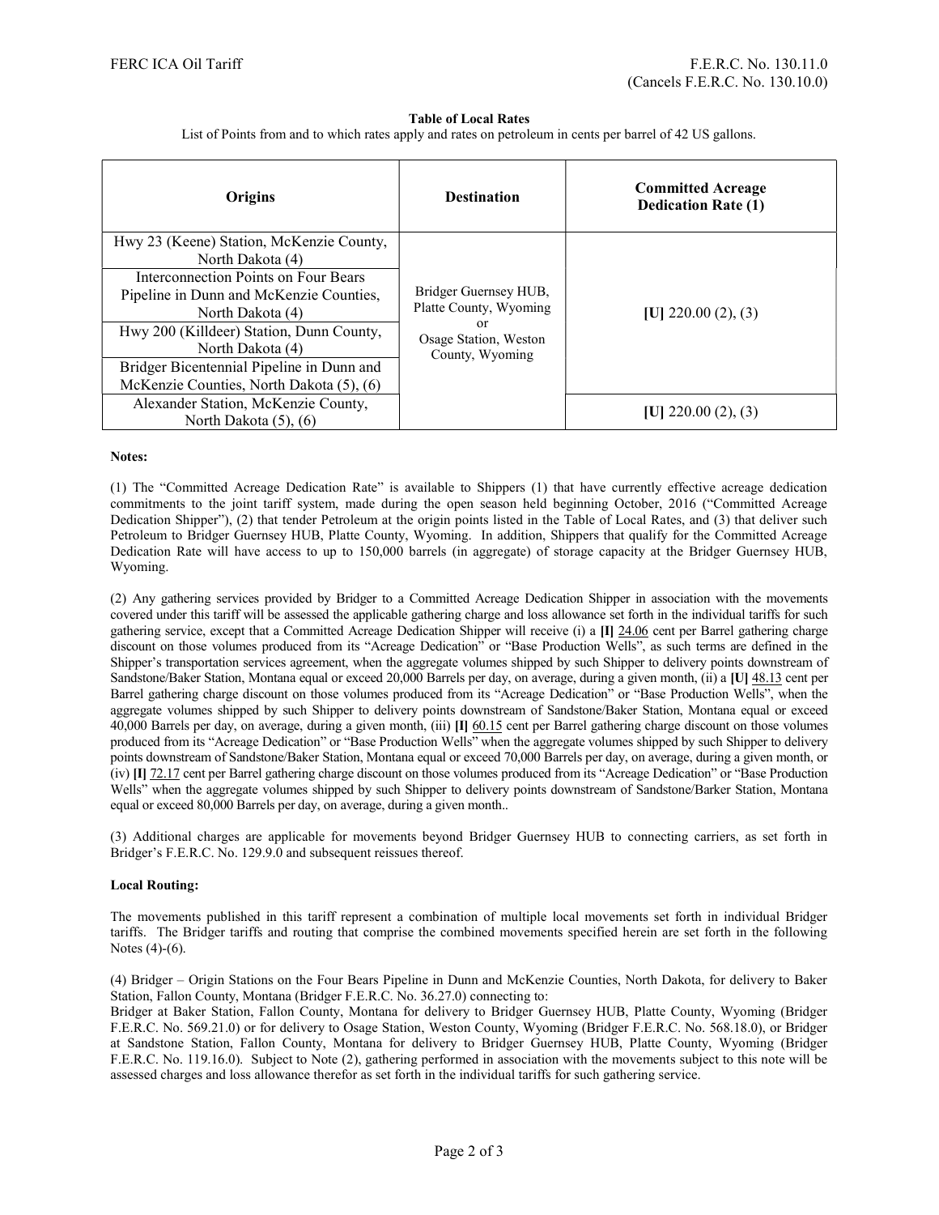FERC ICA Oil Tariff

F.E.R.C. No. 130.11.0
(Cancels F.E.R.C. No. 130.10.0)

**Table of Local Rates**

List of Points from and to which rates apply and rates on petroleum in cents per barrel of 42 US gallons.

| Origins | Destination | Committed Acreage Dedication Rate (1) |
|---|---|---|
| Hwy 23 (Keene) Station, McKenzie County, North Dakota (4) | Bridger Guernsey HUB, Platte County, Wyoming or Osage Station, Weston County, Wyoming | [U] 220.00 (2), (3) |
| Interconnection Points on Four Bears Pipeline in Dunn and McKenzie Counties, North Dakota (4) | | |
| Hwy 200 (Killdeer) Station, Dunn County, North Dakota (4) | | |
| Bridger Bicentennial Pipeline in Dunn and McKenzie Counties, North Dakota (5), (6) | | |
| Alexander Station, McKenzie County, North Dakota (5), (6) | | [U] 220.00 (2), (3) |

**Notes:**

(1) The "Committed Acreage Dedication Rate" is available to Shippers (1) that have currently effective acreage dedication commitments to the joint tariff system, made during the open season held beginning October, 2016 ("Committed Acreage Dedication Shipper"), (2) that tender Petroleum at the origin points listed in the Table of Local Rates, and (3) that deliver such Petroleum to Bridger Guernsey HUB, Platte County, Wyoming. In addition, Shippers that qualify for the Committed Acreage Dedication Rate will have access to up to 150,000 barrels (in aggregate) of storage capacity at the Bridger Guernsey HUB, Wyoming.

(2) Any gathering services provided by Bridger to a Committed Acreage Dedication Shipper in association with the movements covered under this tariff will be assessed the applicable gathering charge and loss allowance set forth in the individual tariffs for such gathering service, except that a Committed Acreage Dedication Shipper will receive (i) a **[I]** 24.06 cent per Barrel gathering charge discount on those volumes produced from its "Acreage Dedication" or "Base Production Wells", as such terms are defined in the Shipper's transportation services agreement, when the aggregate volumes shipped by such Shipper to delivery points downstream of Sandstone/Baker Station, Montana equal or exceed 20,000 Barrels per day, on average, during a given month, (ii) a **[U]** 48.13 cent per Barrel gathering charge discount on those volumes produced from its "Acreage Dedication" or "Base Production Wells", when the aggregate volumes shipped by such Shipper to delivery points downstream of Sandstone/Baker Station, Montana equal or exceed 40,000 Barrels per day, on average, during a given month, (iii) **[I]** 60.15 cent per Barrel gathering charge discount on those volumes produced from its "Acreage Dedication" or "Base Production Wells" when the aggregate volumes shipped by such Shipper to delivery points downstream of Sandstone/Baker Station, Montana equal or exceed 70,000 Barrels per day, on average, during a given month, or (iv) **[I]** 72.17 cent per Barrel gathering charge discount on those volumes produced from its "Acreage Dedication" or "Base Production Wells" when the aggregate volumes shipped by such Shipper to delivery points downstream of Sandstone/Barker Station, Montana equal or exceed 80,000 Barrels per day, on average, during a given month..

(3) Additional charges are applicable for movements beyond Bridger Guernsey HUB to connecting carriers, as set forth in Bridger's F.E.R.C. No. 129.9.0 and subsequent reissues thereof.

**Local Routing:**

The movements published in this tariff represent a combination of multiple local movements set forth in individual Bridger tariffs. The Bridger tariffs and routing that comprise the combined movements specified herein are set forth in the following Notes (4)-(6).

(4) Bridger – Origin Stations on the Four Bears Pipeline in Dunn and McKenzie Counties, North Dakota, for delivery to Baker Station, Fallon County, Montana (Bridger F.E.R.C. No. 36.27.0) connecting to:
Bridger at Baker Station, Fallon County, Montana for delivery to Bridger Guernsey HUB, Platte County, Wyoming (Bridger F.E.R.C. No. 569.21.0) or for delivery to Osage Station, Weston County, Wyoming (Bridger F.E.R.C. No. 568.18.0), or Bridger at Sandstone Station, Fallon County, Montana for delivery to Bridger Guernsey HUB, Platte County, Wyoming (Bridger F.E.R.C. No. 119.16.0). Subject to Note (2), gathering performed in association with the movements subject to this note will be assessed charges and loss allowance therefor as set forth in the individual tariffs for such gathering service.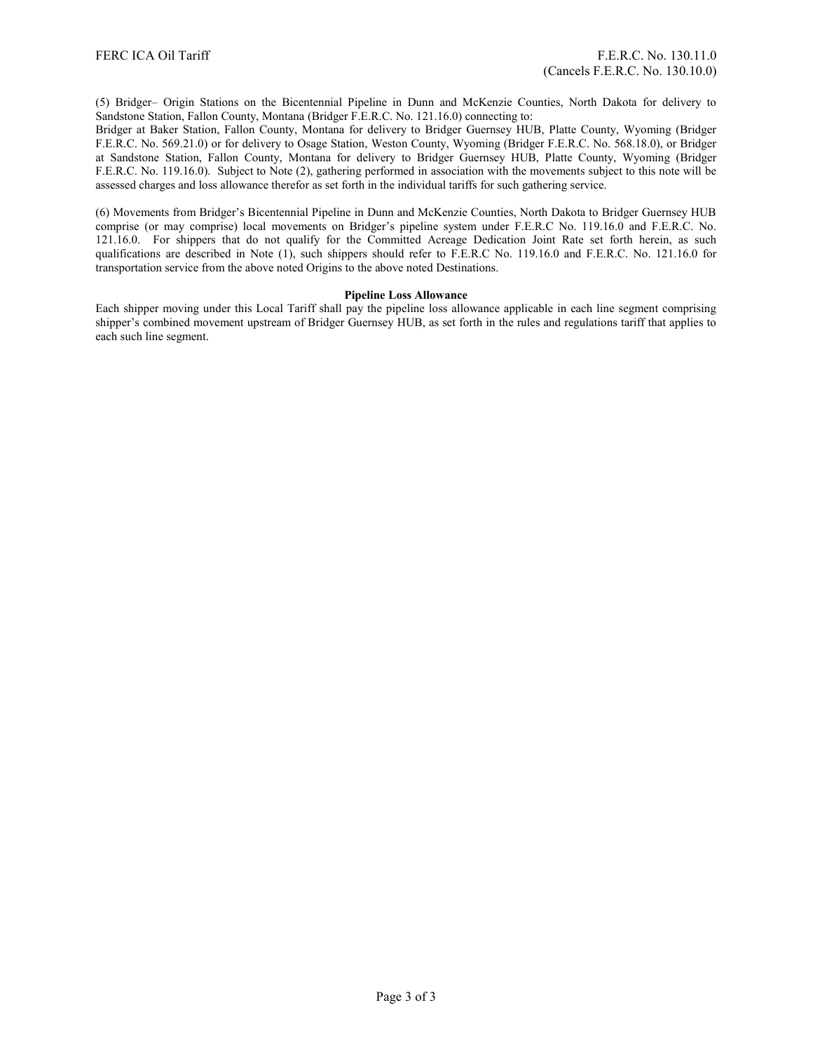(5) Bridger– Origin Stations on the Bicentennial Pipeline in Dunn and McKenzie Counties, North Dakota for delivery to Sandstone Station, Fallon County, Montana (Bridger F.E.R.C. No. 121.16.0) connecting to:
Bridger at Baker Station, Fallon County, Montana for delivery to Bridger Guernsey HUB, Platte County, Wyoming (Bridger F.E.R.C. No. 569.21.0) or for delivery to Osage Station, Weston County, Wyoming (Bridger F.E.R.C. No. 568.18.0), or Bridger at Sandstone Station, Fallon County, Montana for delivery to Bridger Guernsey HUB, Platte County, Wyoming (Bridger F.E.R.C. No. 119.16.0). Subject to Note (2), gathering performed in association with the movements subject to this note will be assessed charges and loss allowance therefor as set forth in the individual tariffs for such gathering service.

(6) Movements from Bridger's Bicentennial Pipeline in Dunn and McKenzie Counties, North Dakota to Bridger Guernsey HUB comprise (or may comprise) local movements on Bridger's pipeline system under F.E.R.C No. 119.16.0 and F.E.R.C. No. 121.16.0. For shippers that do not qualify for the Committed Acreage Dedication Joint Rate set forth herein, as such qualifications are described in Note (1), such shippers should refer to F.E.R.C No. 119.16.0 and F.E.R.C. No. 121.16.0 for transportation service from the above noted Origins to the above noted Destinations.

**Pipeline Loss Allowance**

Each shipper moving under this Local Tariff shall pay the pipeline loss allowance applicable in each line segment comprising shipper's combined movement upstream of Bridger Guernsey HUB, as set forth in the rules and regulations tariff that applies to each such line segment.